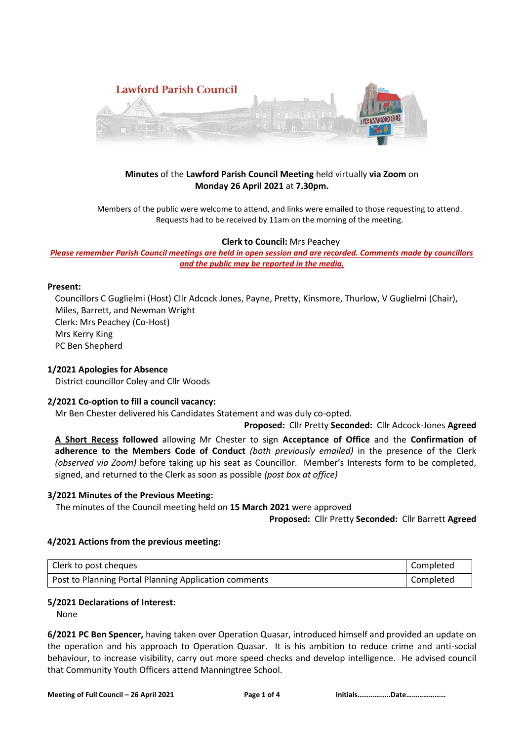**Lawford Parish Council**

**Minutes** of the **Lawford Parish Council Meeting** held virtually **via Zoom** on **Monday 26 April 2021** at **7.30pm.**

Members of the public were welcome to attend, and links were emailed to those requesting to attend. Requests had to be received by 11am on the morning of the meeting.

**Clerk to Council:** Mrs Peachey

***Please remember Parish Council meetings are held in open session and are recorded. Comments made by councillors and the public may be reported in the media.***

**Present:**

Councillors C Guglielmi (Host) Cllr Adcock Jones, Payne, Pretty, Kinsmore, Thurlow, V Guglielmi (Chair), Miles, Barrett, and Newman Wright
Clerk: Mrs Peachey (Co-Host)
Mrs Kerry King
PC Ben Shepherd

### 1/2021 Apologies for Absence

District councillor Coley and Cllr Woods

### 2/2021 Co-option to fill a council vacancy:

Mr Ben Chester delivered his Candidates Statement and was duly co-opted.

**Proposed:** Cllr Pretty **Seconded:** Cllr Adcock-Jones **Agreed**

**A Short Recess followed** allowing Mr Chester to sign **Acceptance of Office** and the **Confirmation of adherence to the Members Code of Conduct** *(both previously emailed)* in the presence of the Clerk *(observed via Zoom)* before taking up his seat as Councillor. Member's Interests form to be completed, signed, and returned to the Clerk as soon as possible *(post box at office)*

### 3/2021 Minutes of the Previous Meeting:

The minutes of the Council meeting held on **15 March 2021** were approved

**Proposed:** Cllr Pretty **Seconded:** Cllr Barrett **Agreed**

### 4/2021 Actions from the previous meeting:

| | |
|---|---|
| Clerk to post cheques | Completed |
| Post to Planning Portal Planning Application comments | Completed |

### 5/2021 Declarations of Interest:

None

**6/2021 PC Ben Spencer,** having taken over Operation Quasar, introduced himself and provided an update on the operation and his approach to Operation Quasar. It is his ambition to reduce crime and anti-social behaviour, to increase visibility, carry out more speed checks and develop intelligence. He advised council that Community Youth Officers attend Manningtree School.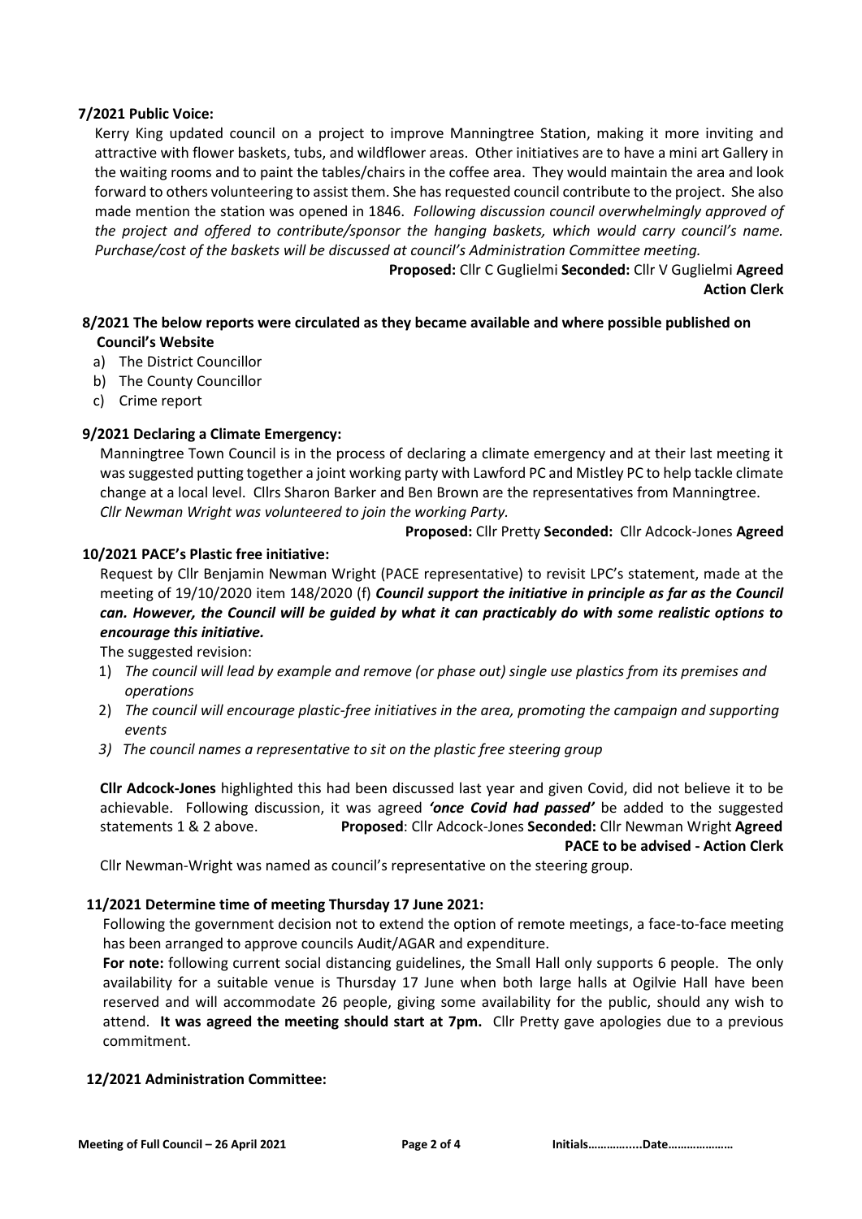**7/2021 Public Voice:**

Kerry King updated council on a project to improve Manningtree Station, making it more inviting and attractive with flower baskets, tubs, and wildflower areas. Other initiatives are to have a mini art Gallery in the waiting rooms and to paint the tables/chairs in the coffee area. They would maintain the area and look forward to others volunteering to assist them. She has requested council contribute to the project. She also made mention the station was opened in 1846. *Following discussion council overwhelmingly approved of the project and offered to contribute/sponsor the hanging baskets, which would carry council's name. Purchase/cost of the baskets will be discussed at council's Administration Committee meeting.*

**Proposed:** Cllr C Guglielmi **Seconded:** Cllr V Guglielmi **Agreed**
**Action Clerk**

**8/2021 The below reports were circulated as they became available and where possible published on Council's Website**

a) The District Councillor
b) The County Councillor
c) Crime report

**9/2021 Declaring a Climate Emergency:**

Manningtree Town Council is in the process of declaring a climate emergency and at their last meeting it was suggested putting together a joint working party with Lawford PC and Mistley PC to help tackle climate change at a local level. Cllrs Sharon Barker and Ben Brown are the representatives from Manningtree. *Cllr Newman Wright was volunteered to join the working Party.*

**Proposed:** Cllr Pretty **Seconded:** Cllr Adcock-Jones **Agreed**

**10/2021 PACE's Plastic free initiative:**

Request by Cllr Benjamin Newman Wright (PACE representative) to revisit LPC's statement, made at the meeting of 19/10/2020 item 148/2020 (f) ***Council support the initiative in principle as far as the Council can. However, the Council will be guided by what it can practicably do with some realistic options to encourage this initiative.***

The suggested revision:

1) *The council will lead by example and remove (or phase out) single use plastics from its premises and operations*
2) *The council will encourage plastic-free initiatives in the area, promoting the campaign and supporting events*
3) *The council names a representative to sit on the plastic free steering group*

**Cllr Adcock-Jones** highlighted this had been discussed last year and given Covid, did not believe it to be achievable. Following discussion, it was agreed ***'once Covid had passed'*** be added to the suggested statements 1 & 2 above. **Proposed**: Cllr Adcock-Jones **Seconded:** Cllr Newman Wright **Agreed**

**PACE to be advised - Action Clerk**

Cllr Newman-Wright was named as council's representative on the steering group.

**11/2021 Determine time of meeting Thursday 17 June 2021:**

Following the government decision not to extend the option of remote meetings, a face-to-face meeting has been arranged to approve councils Audit/AGAR and expenditure.

**For note:** following current social distancing guidelines, the Small Hall only supports 6 people. The only availability for a suitable venue is Thursday 17 June when both large halls at Ogilvie Hall have been reserved and will accommodate 26 people, giving some availability for the public, should any wish to attend. **It was agreed the meeting should start at 7pm.** Cllr Pretty gave apologies due to a previous commitment.

**12/2021 Administration Committee:**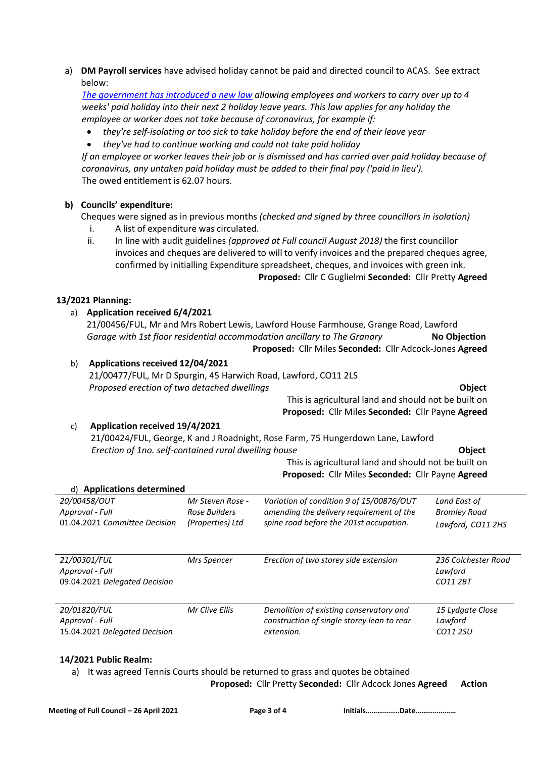a) **DM Payroll services** have advised holiday cannot be paid and directed council to ACAS. See extract below:

*The government has introduced a new law allowing employees and workers to carry over up to 4 weeks' paid holiday into their next 2 holiday leave years. This law applies for any holiday the employee or worker does not take because of coronavirus, for example if:*

- *they're self-isolating or too sick to take holiday before the end of their leave year*
- *they've had to continue working and could not take paid holiday*

*If an employee or worker leaves their job or is dismissed and has carried over paid holiday because of coronavirus, any untaken paid holiday must be added to their final pay ('paid in lieu').*
The owed entitlement is 62.07 hours.

**b) Councils' expenditure:**

Cheques were signed as in previous months *(checked and signed by three councillors in isolation)*

i. A list of expenditure was circulated.
ii. In line with audit guidelines *(approved at Full council August 2018)* the first councillor invoices and cheques are delivered to will to verify invoices and the prepared cheques agree, confirmed by initialling Expenditure spreadsheet, cheques, and invoices with green ink.

**Proposed:** Cllr C Guglielmi **Seconded:** Cllr Pretty **Agreed**

### 13/2021 Planning:

a) **Application received 6/4/2021**

21/00456/FUL, Mr and Mrs Robert Lewis, Lawford House Farmhouse, Grange Road, Lawford
*Garage with 1st floor residential accommodation ancillary to The Granary* **No Objection**

**Proposed:** Cllr Miles **Seconded:** Cllr Adcock-Jones **Agreed**

b) **Applications received 12/04/2021**

21/00477/FUL, Mr D Spurgin, 45 Harwich Road, Lawford, CO11 2LS
*Proposed erection of two detached dwellings* **Object**

This is agricultural land and should not be built on

**Proposed:** Cllr Miles **Seconded:** Cllr Payne **Agreed**

c) **Application received 19/4/2021**

21/00424/FUL, George, K and J Roadnight, Rose Farm, 75 Hungerdown Lane, Lawford
*Erection of 1no. self-contained rural dwelling house* **Object**

This is agricultural land and should not be built on

**Proposed:** Cllr Miles **Seconded:** Cllr Payne **Agreed**

d) **Applications determined**

| | | | |
|---|---|---|---|
| *20/00458/OUT*<br>*Approval - Full*<br>01.04.2021 *Committee Decision* | *Mr Steven Rose - Rose Builders (Properties) Ltd* | *Variation of condition 9 of 15/00876/OUT amending the delivery requirement of the spine road before the 201st occupation.* | *Land East of Bromley Road Lawford, CO11 2HS* |
| *21/00301/FUL*<br>*Approval - Full*<br>09.04.2021 *Delegated Decision* | *Mrs Spencer* | *Erection of two storey side extension* | *236 Colchester Road Lawford CO11 2BT* |
| *20/01820/FUL*<br>*Approval - Full*<br>15.04.2021 *Delegated Decision* | *Mr Clive Ellis* | *Demolition of existing conservatory and construction of single storey lean to rear extension.* | *15 Lydgate Close Lawford CO11 2SU* |

### 14/2021 Public Realm:

a) It was agreed Tennis Courts should be returned to grass and quotes be obtained

**Proposed:** Cllr Pretty **Seconded:** Cllr Adcock Jones **Agreed** **Action**

Meeting of Full Council – 26 April 2021 Initials……………..Date…………………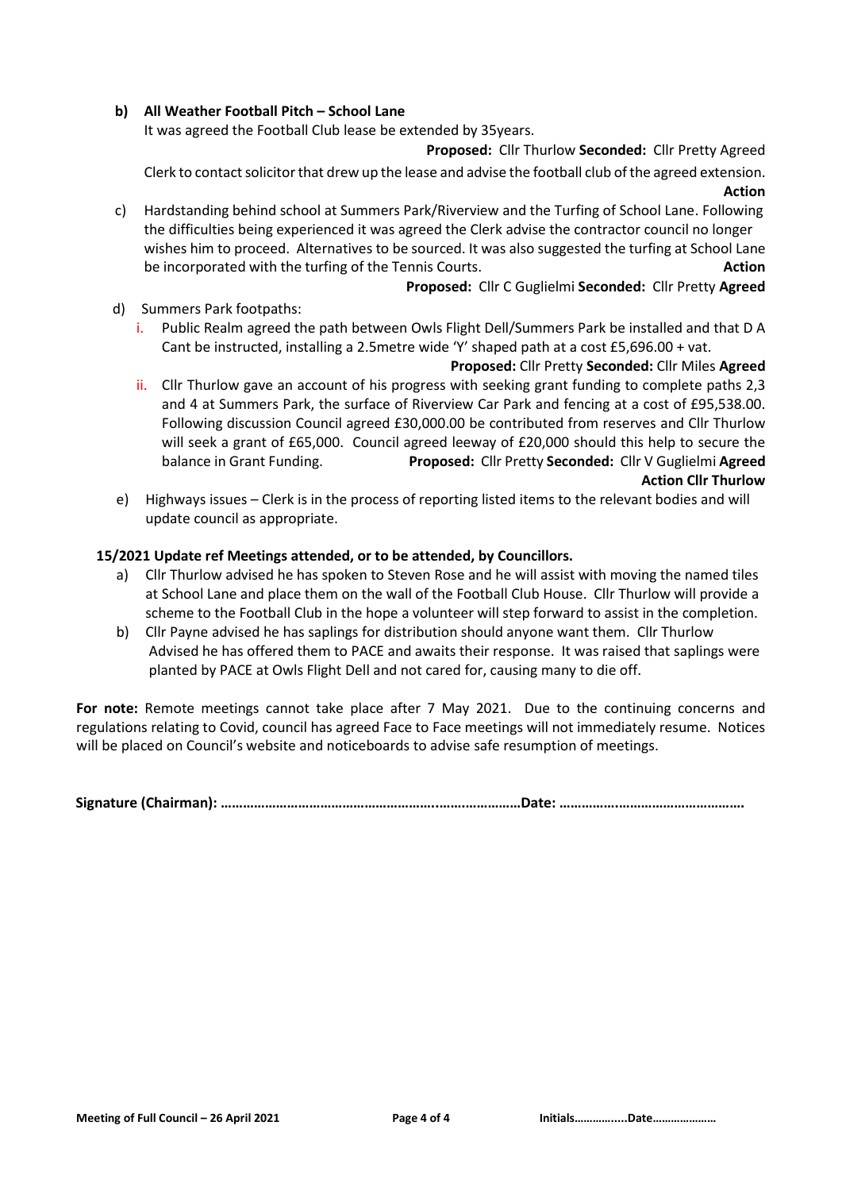**b) All Weather Football Pitch – School Lane**

It was agreed the Football Club lease be extended by 35years.

**Proposed:** Cllr Thurlow **Seconded:** Cllr Pretty Agreed

Clerk to contact solicitor that drew up the lease and advise the football club of the agreed extension.

**Action**

c) Hardstanding behind school at Summers Park/Riverview and the Turfing of School Lane. Following the difficulties being experienced it was agreed the Clerk advise the contractor council no longer wishes him to proceed. Alternatives to be sourced. It was also suggested the turfing at School Lane be incorporated with the turfing of the Tennis Courts. **Action**

**Proposed:** Cllr C Guglielmi **Seconded:** Cllr Pretty **Agreed**

d) Summers Park footpaths:

i. Public Realm agreed the path between Owls Flight Dell/Summers Park be installed and that D A Cant be instructed, installing a 2.5metre wide 'Y' shaped path at a cost £5,696.00 + vat.

**Proposed:** Cllr Pretty **Seconded:** Cllr Miles **Agreed**

ii. Cllr Thurlow gave an account of his progress with seeking grant funding to complete paths 2,3 and 4 at Summers Park, the surface of Riverview Car Park and fencing at a cost of £95,538.00. Following discussion Council agreed £30,000.00 be contributed from reserves and Cllr Thurlow will seek a grant of £65,000. Council agreed leeway of £20,000 should this help to secure the balance in Grant Funding. **Proposed:** Cllr Pretty **Seconded:** Cllr V Guglielmi **Agreed**

**Action Cllr Thurlow**

e) Highways issues – Clerk is in the process of reporting listed items to the relevant bodies and will update council as appropriate.

**15/2021 Update ref Meetings attended, or to be attended, by Councillors.**

a) Cllr Thurlow advised he has spoken to Steven Rose and he will assist with moving the named tiles at School Lane and place them on the wall of the Football Club House. Cllr Thurlow will provide a scheme to the Football Club in the hope a volunteer will step forward to assist in the completion.

b) Cllr Payne advised he has saplings for distribution should anyone want them. Cllr Thurlow Advised he has offered them to PACE and awaits their response. It was raised that saplings were planted by PACE at Owls Flight Dell and not cared for, causing many to die off.

**For note:** Remote meetings cannot take place after 7 May 2021. Due to the continuing concerns and regulations relating to Covid, council has agreed Face to Face meetings will not immediately resume. Notices will be placed on Council's website and noticeboards to advise safe resumption of meetings.

**Signature (Chairman): ……………………………………………………..……………………Date: ……………..………………………….**